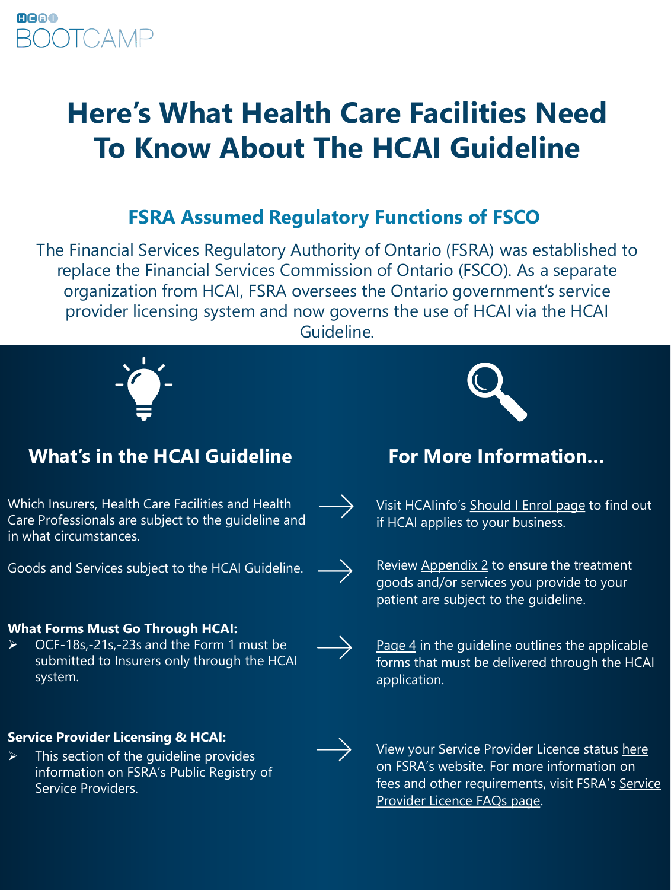HCAI BOOTCAMP

# Here's What Health Care Facilities Need To Know About The HCAI Guideline

## FSRA Assumed Regulatory Functions of FSCO

The Financial Services Regulatory Authority of Ontario (FSRA) was established to replace the Financial Services Commission of Ontario (FSCO). As a separate organization from HCAI, FSRA oversees the Ontario government's service provider licensing system and now governs the use of HCAI via the HCAI Guideline.

### What's in the HCAI Guideline

Which Insurers, Health Care Facilities and Health Care Professionals are subject to the guideline and in what circumstances.

→ Visit HCAIinfo's Should I Enrol page to find out if HCAI applies to your business.

Goods and Services subject to the HCAI Guideline.

→ Review Appendix 2 to ensure the treatment goods and/or services you provide to your patient are subject to the guideline.

**What Forms Must Go Through HCAI:**

- OCF-18s,-21s,-23s and the Form 1 must be submitted to Insurers only through the HCAI system.

→ Page 4 in the guideline outlines the applicable forms that must be delivered through the HCAI application.

**Service Provider Licensing & HCAI:**

- This section of the guideline provides information on FSRA's Public Registry of Service Providers.

→ View your Service Provider Licence status here on FSRA's website. For more information on fees and other requirements, visit FSRA's Service Provider Licence FAQs page.

### For More Information…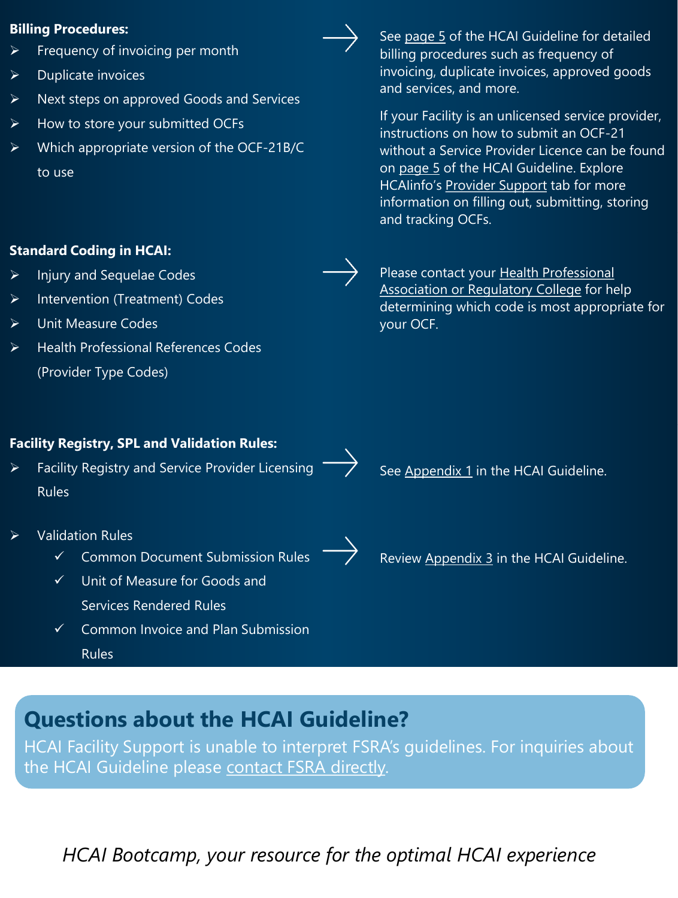**Billing Procedures:**

- Frequency of invoicing per month
- Duplicate invoices
- Next steps on approved Goods and Services
- How to store your submitted OCFs
- Which appropriate version of the OCF-21B/C to use

→ See page 5 of the HCAI Guideline for detailed billing procedures such as frequency of invoicing, duplicate invoices, approved goods and services, and more.

If your Facility is an unlicensed service provider, instructions on how to submit an OCF-21 without a Service Provider Licence can be found on page 5 of the HCAI Guideline. Explore HCAIinfo's Provider Support tab for more information on filling out, submitting, storing and tracking OCFs.

**Standard Coding in HCAI:**

- Injury and Sequelae Codes
- Intervention (Treatment) Codes
- Unit Measure Codes
- Health Professional References Codes (Provider Type Codes)

→ Please contact your Health Professional Association or Regulatory College for help determining which code is most appropriate for your OCF.

**Facility Registry, SPL and Validation Rules:**

- Facility Registry and Service Provider Licensing Rules

→ See Appendix 1 in the HCAI Guideline.

- Validation Rules
  - ✓ Common Document Submission Rules
  - ✓ Unit of Measure for Goods and Services Rendered Rules
  - ✓ Common Invoice and Plan Submission Rules

→ Review Appendix 3 in the HCAI Guideline.

## Questions about the HCAI Guideline?

HCAI Facility Support is unable to interpret FSRA's guidelines. For inquiries about the HCAI Guideline please contact FSRA directly.

*HCAI Bootcamp, your resource for the optimal HCAI experience*